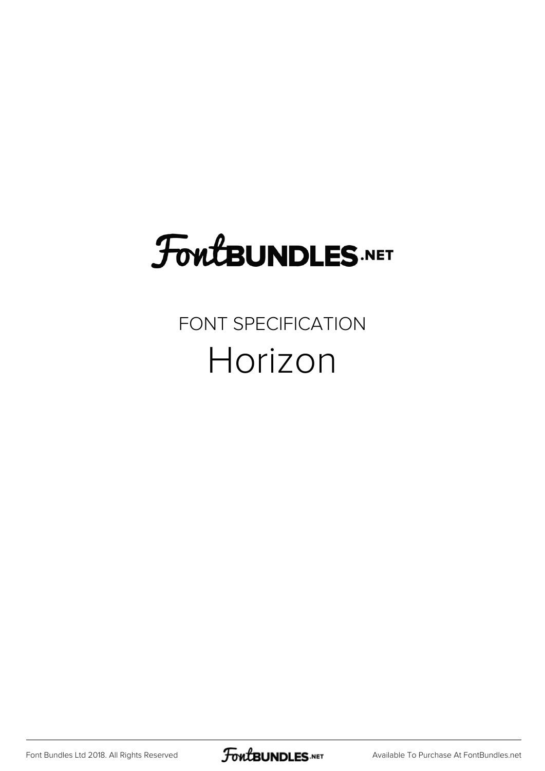# FontBUNDLES.NET

FONT SPECIFICATION

## Horizon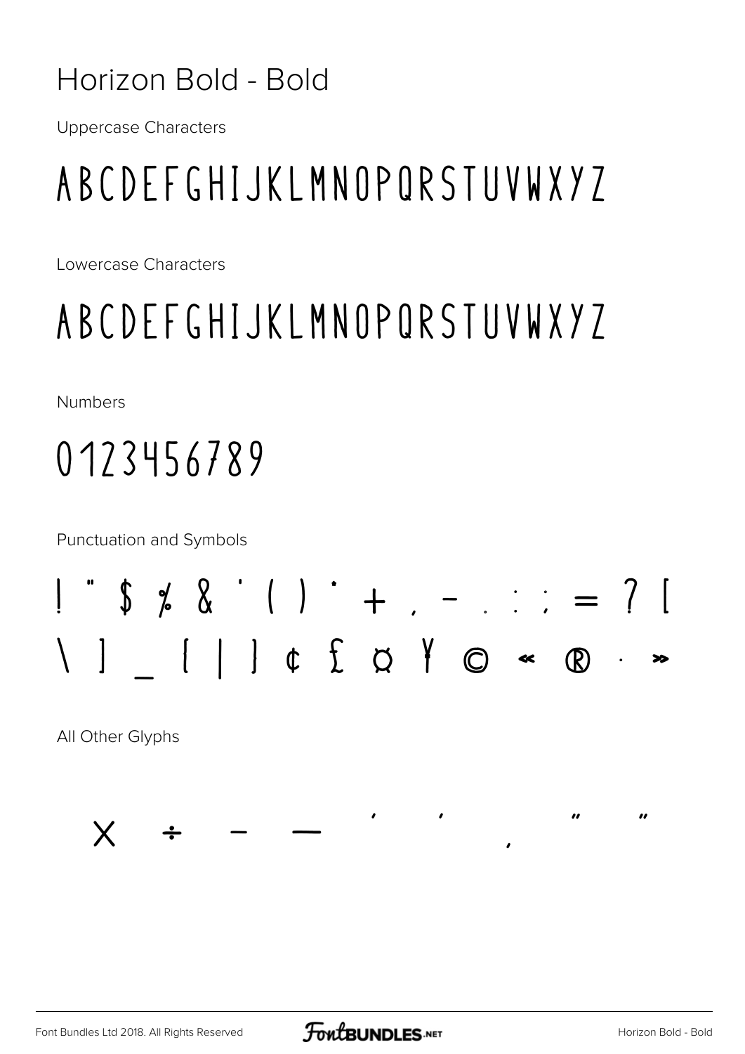# Horizon Bold - Bold

Uppercase Characters

ABCDEFGHIJKLMNOPQRSTUVWXYZ

Lowercase Characters

ABCDEFGHIJKLMNOPQRSTUVWXYZ

Numbers

0123456789

Punctuation and Symbols

! " $ % & ' ( ) * + , - . : ; = ? [

\ ] _ { | } ¢ £ ¤ ¥ © « ® · »

All Other Glyphs

× ÷ – — ' ' ‚ " "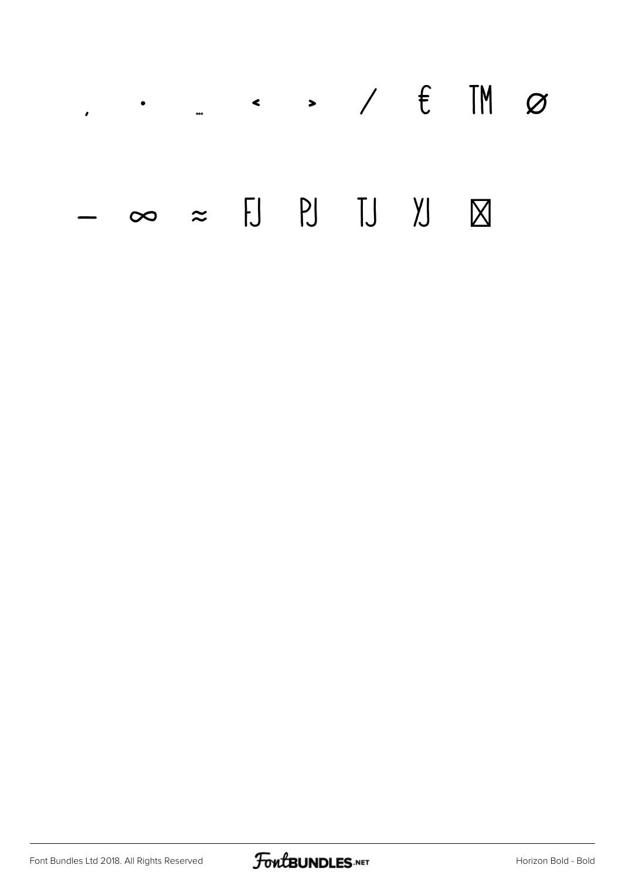, • … < > / € ™ ø

– ∞ ≈ FJ PJ TJ YJ ⊠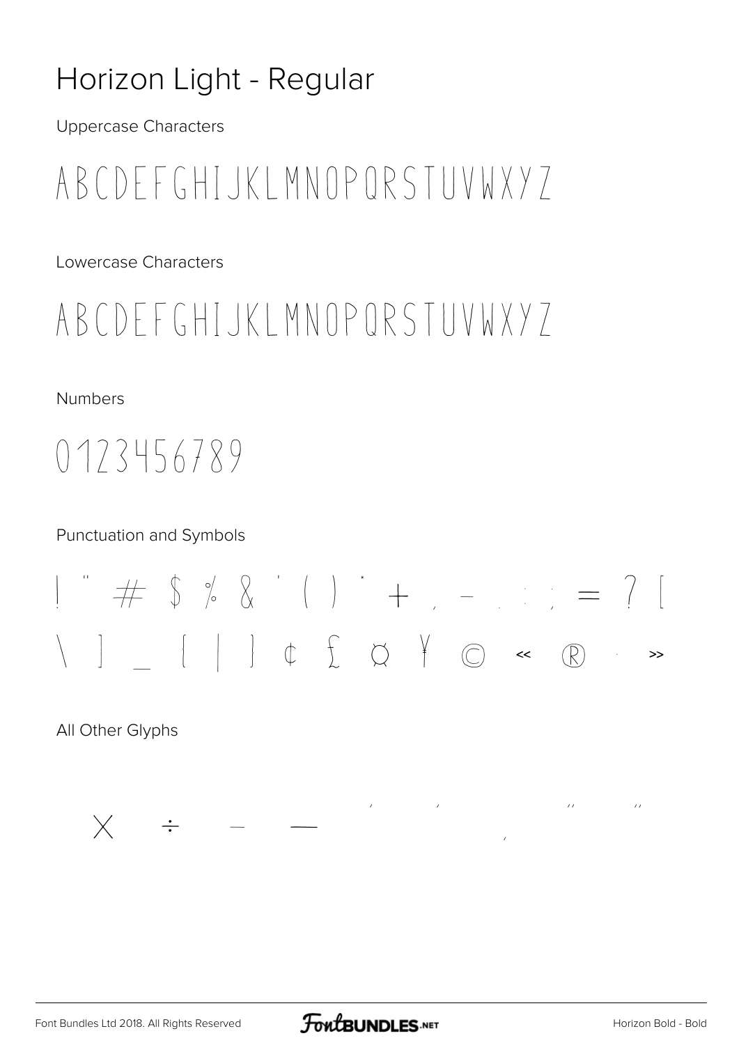# Horizon Light - Regular

Uppercase Characters

ABCDEFGHIJKLMNOPQRSTUVWXYZ

Lowercase Characters

ABCDEFGHIJKLMNOPQRSTUVWXYZ

Numbers

0123456789

Punctuation and Symbols

! " # $ % & ' ( ) * + , - . : ; = ? [

\ ] _ { | } ¢ £ ¤ ¥ © « ® · »

All Other Glyphs

× ÷ – — ' ' ‚ " "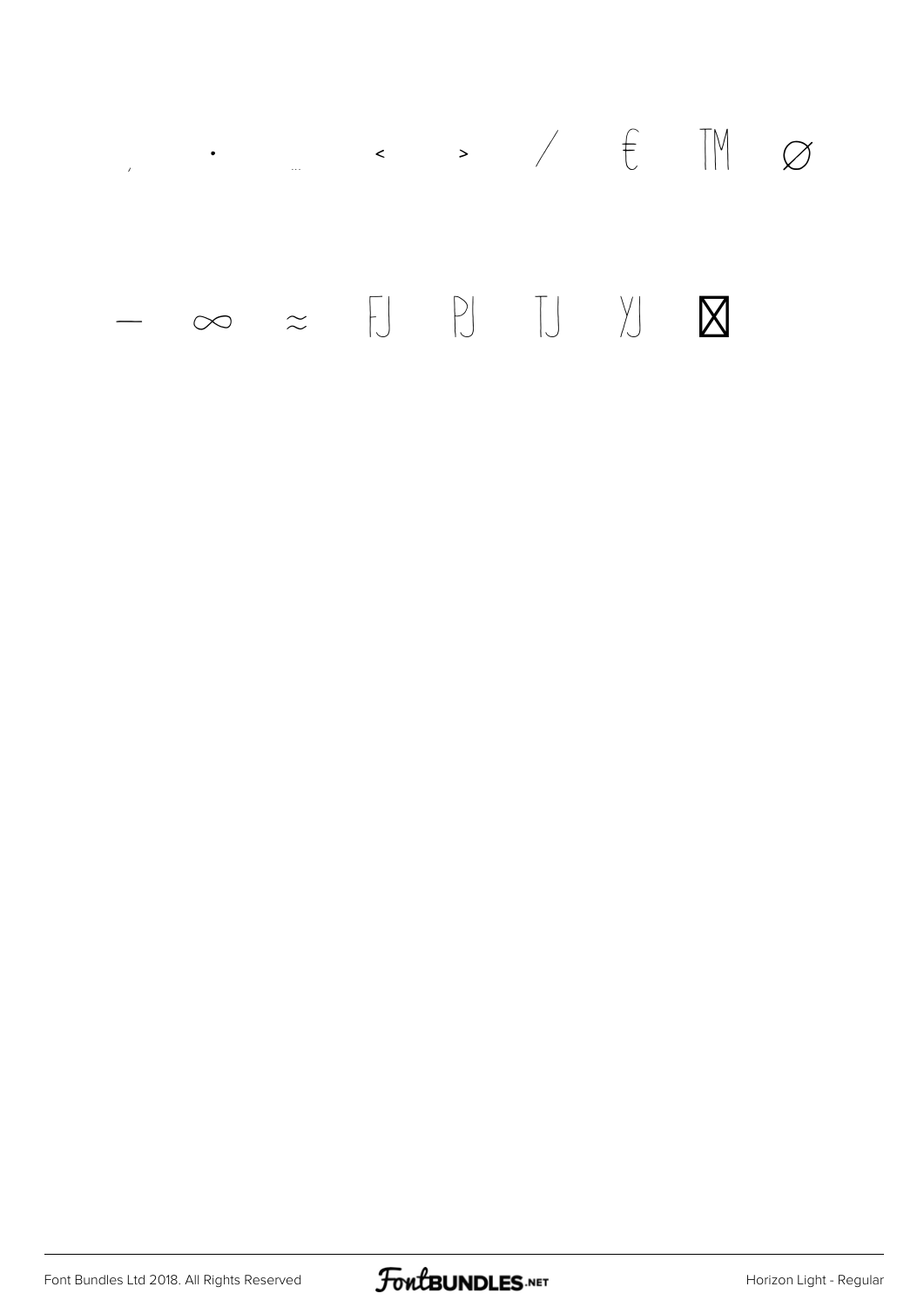‚ • … < > ⁄ € ™ ∅

— ∞ ≈ FJ PJ TJ YJ ⌧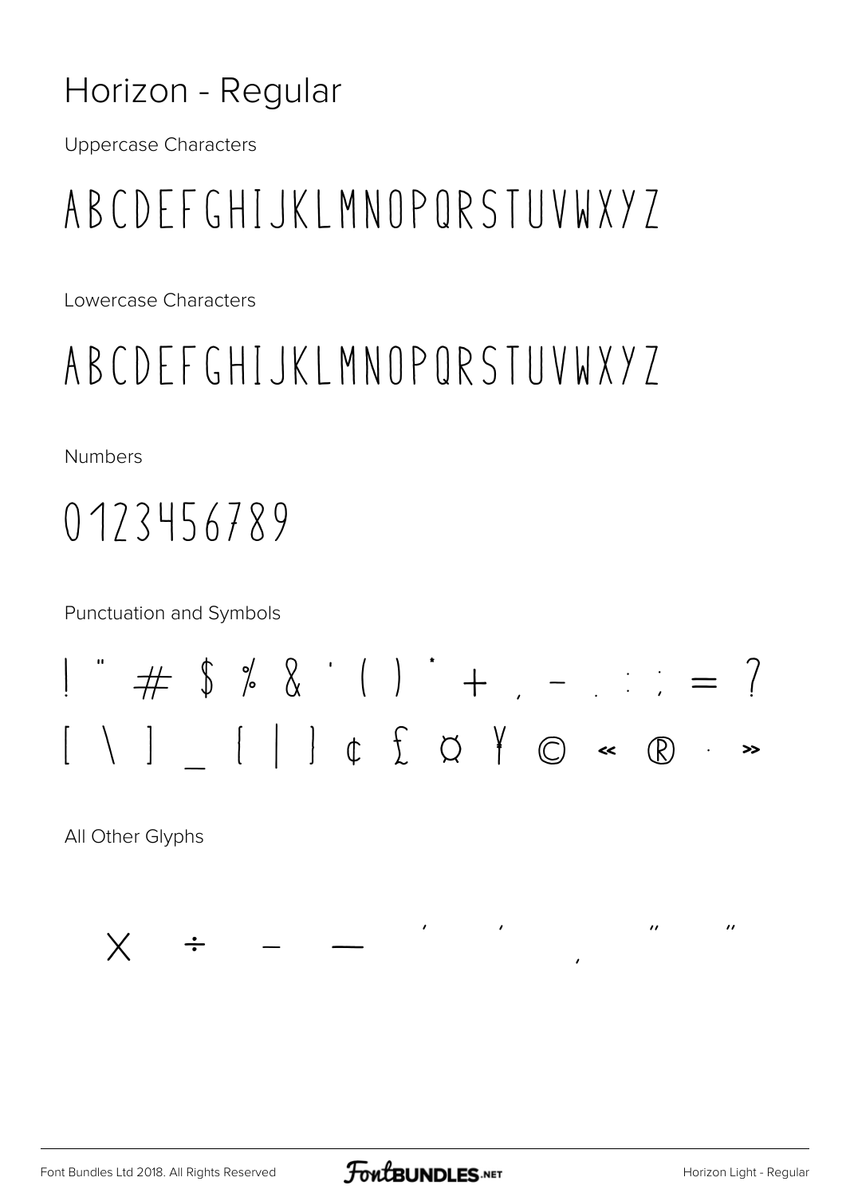# Horizon - Regular

Uppercase Characters

ABCDEFGHIJKLMNOPQRSTUVWXYZ

Lowercase Characters

ABCDEFGHIJKLMNOPQRSTUVWXYZ

Numbers

0123456789

Punctuation and Symbols

! " # $ % & ' ( ) * + , - . : ; = ?

[ \ ] _ { | } ¢ £ ¤ ¥ © « ® · »

All Other Glyphs

× ÷ – — ' ' ‚ " "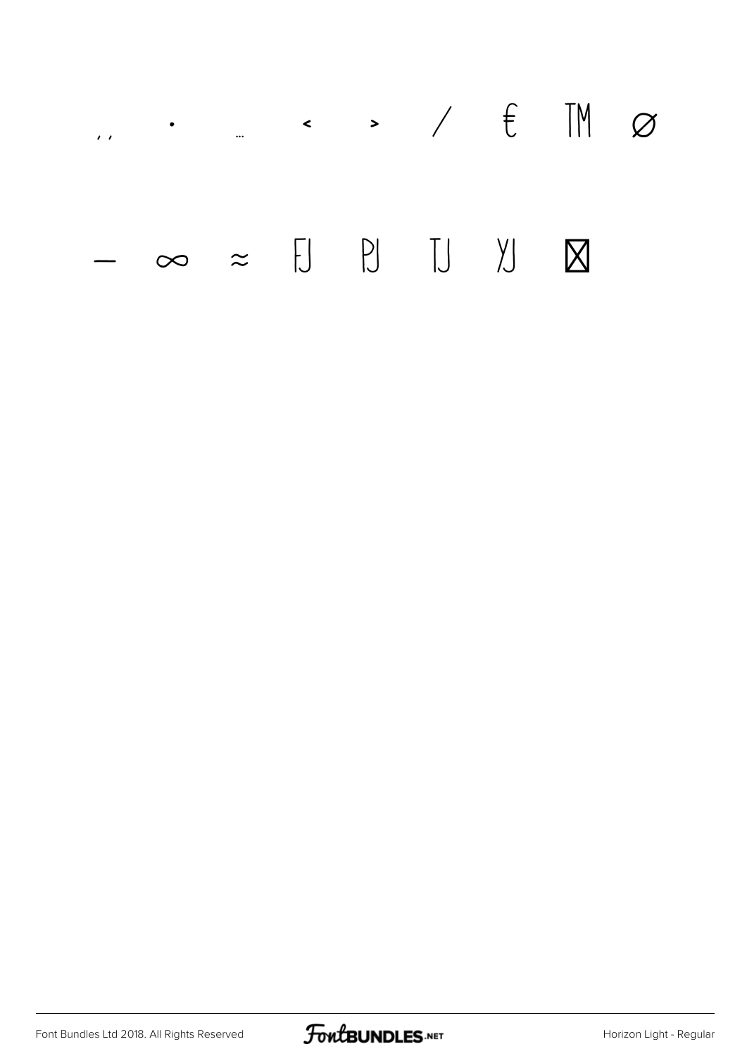„ • … ‹ › ⁄ € ™ ∅

— ∞ ≈ FJ PJ TJ YJ ⊠